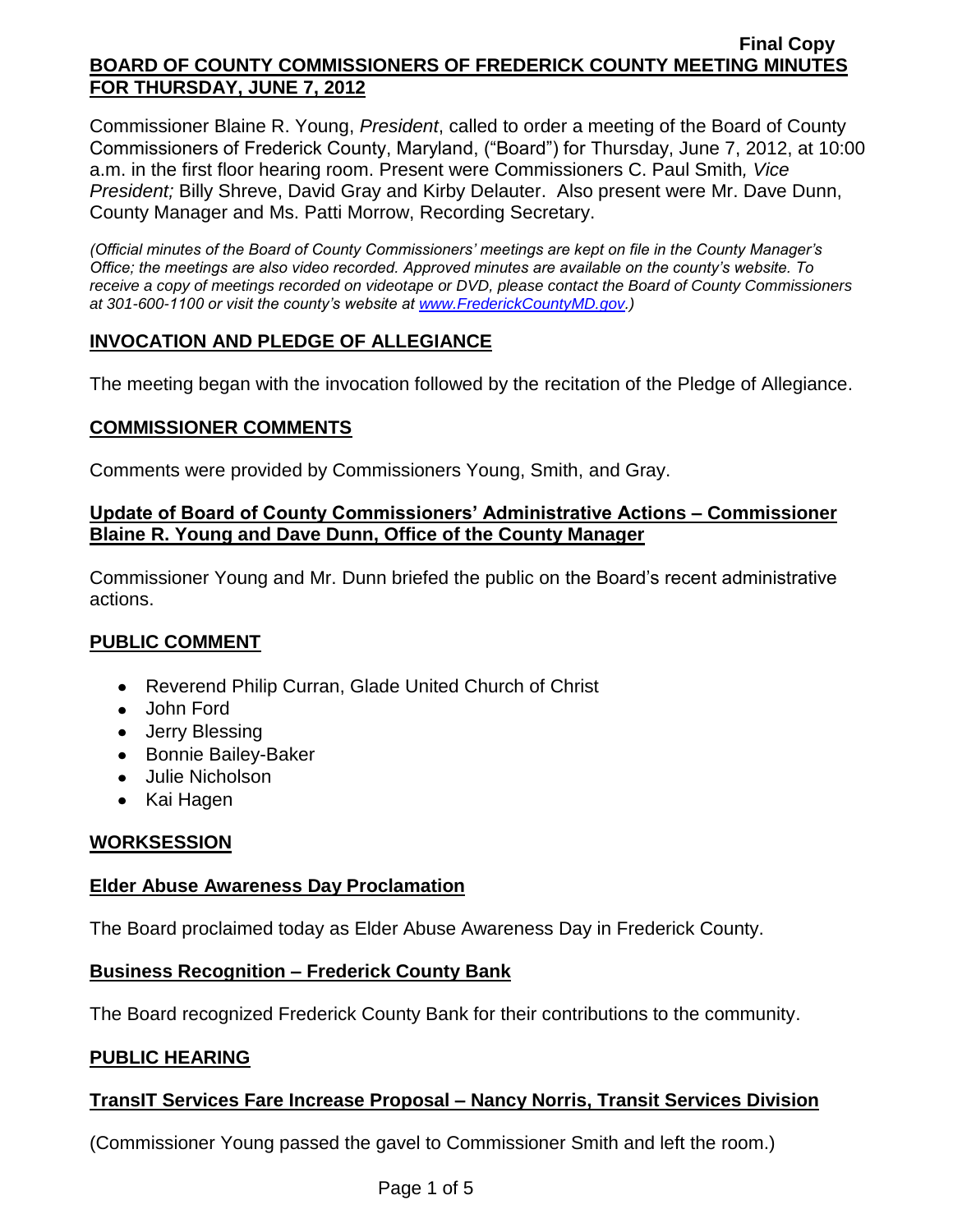**Final Copy**

**BOARD OF COUNTY COMMISSIONERS OF FREDERICK COUNTY MEETING MINUTES FOR THURSDAY, JUNE 7, 2012**

Commissioner Blaine R. Young, *President*, called to order a meeting of the Board of County Commissioners of Frederick County, Maryland, ("Board") for Thursday, June 7, 2012, at 10:00 a.m. in the first floor hearing room. Present were Commissioners C. Paul Smith*, Vice President;* Billy Shreve, David Gray and Kirby Delauter. Also present were Mr. Dave Dunn, County Manager and Ms. Patti Morrow, Recording Secretary.

*(Official minutes of the Board of County Commissioners' meetings are kept on file in the County Manager's Office; the meetings are also video recorded. Approved minutes are available on the county's website. To receive a copy of meetings recorded on videotape or DVD, please contact the Board of County Commissioners at 301-600-1100 or visit the county's website at www.FrederickCountyMD.gov.)*

## INVOCATION AND PLEDGE OF ALLEGIANCE

The meeting began with the invocation followed by the recitation of the Pledge of Allegiance.

## COMMISSIONER COMMENTS

Comments were provided by Commissioners Young, Smith, and Gray.

### Update of Board of County Commissioners' Administrative Actions – Commissioner Blaine R. Young and Dave Dunn, Office of the County Manager

Commissioner Young and Mr. Dunn briefed the public on the Board's recent administrative actions.

## PUBLIC COMMENT

- Reverend Philip Curran, Glade United Church of Christ
- John Ford
- Jerry Blessing
- Bonnie Bailey-Baker
- Julie Nicholson
- Kai Hagen

## WORKSESSION

### Elder Abuse Awareness Day Proclamation

The Board proclaimed today as Elder Abuse Awareness Day in Frederick County.

### Business Recognition – Frederick County Bank

The Board recognized Frederick County Bank for their contributions to the community.

## PUBLIC HEARING

### TransIT Services Fare Increase Proposal – Nancy Norris, Transit Services Division

(Commissioner Young passed the gavel to Commissioner Smith and left the room.)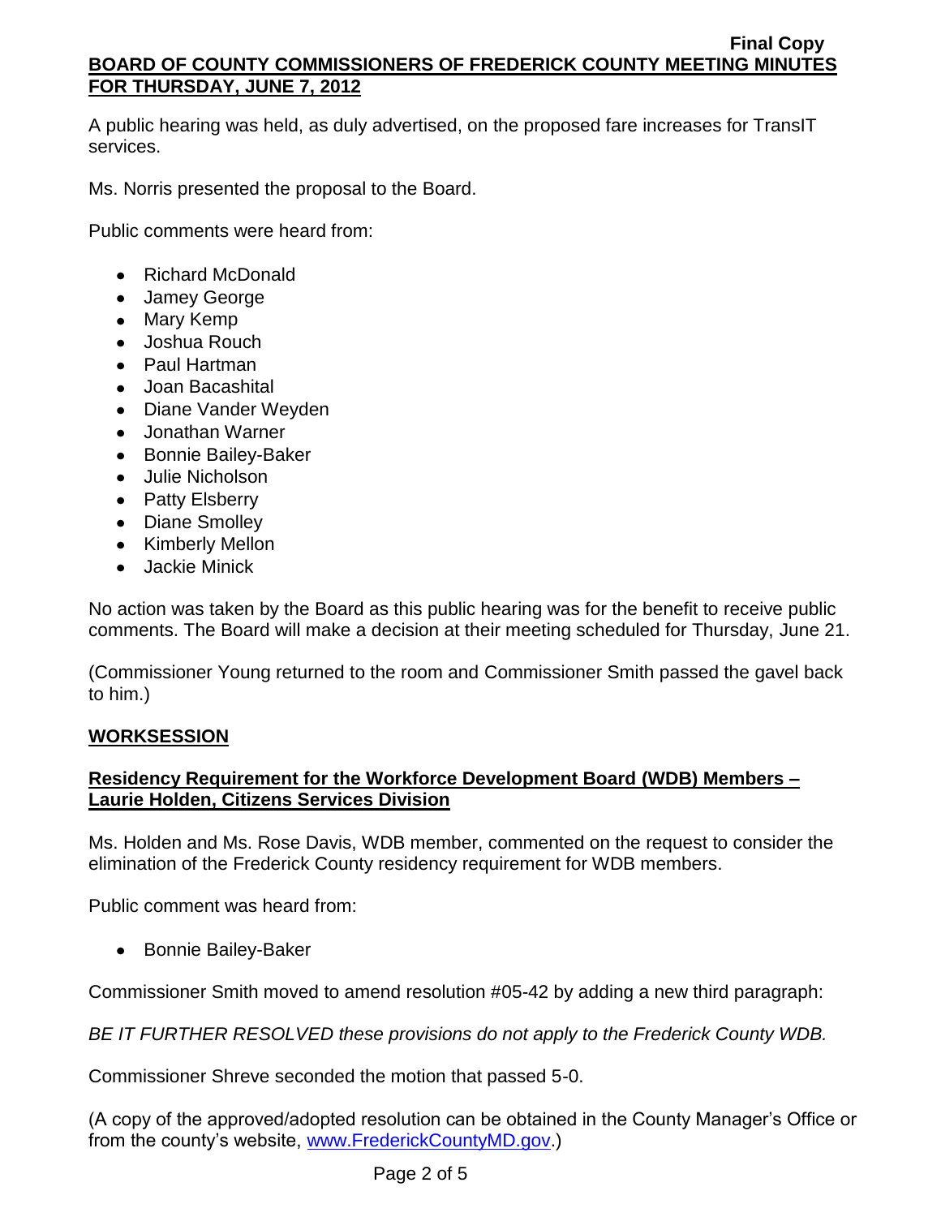A public hearing was held, as duly advertised, on the proposed fare increases for TransIT services.

Ms. Norris presented the proposal to the Board.

Public comments were heard from:

- Richard McDonald
- Jamey George
- Mary Kemp
- Joshua Rouch
- Paul Hartman
- Joan Bacashital
- Diane Vander Weyden
- Jonathan Warner
- Bonnie Bailey-Baker
- Julie Nicholson
- Patty Elsberry
- Diane Smolley
- Kimberly Mellon
- Jackie Minick

No action was taken by the Board as this public hearing was for the benefit to receive public comments. The Board will make a decision at their meeting scheduled for Thursday, June 21.

(Commissioner Young returned to the room and Commissioner Smith passed the gavel back to him.)

## WORKSESSION

### Residency Requirement for the Workforce Development Board (WDB) Members – Laurie Holden, Citizens Services Division

Ms. Holden and Ms. Rose Davis, WDB member, commented on the request to consider the elimination of the Frederick County residency requirement for WDB members.

Public comment was heard from:

- Bonnie Bailey-Baker

Commissioner Smith moved to amend resolution #05-42 by adding a new third paragraph:

*BE IT FURTHER RESOLVED these provisions do not apply to the Frederick County WDB.*

Commissioner Shreve seconded the motion that passed 5-0.

(A copy of the approved/adopted resolution can be obtained in the County Manager's Office or from the county's website, www.FrederickCountyMD.gov.)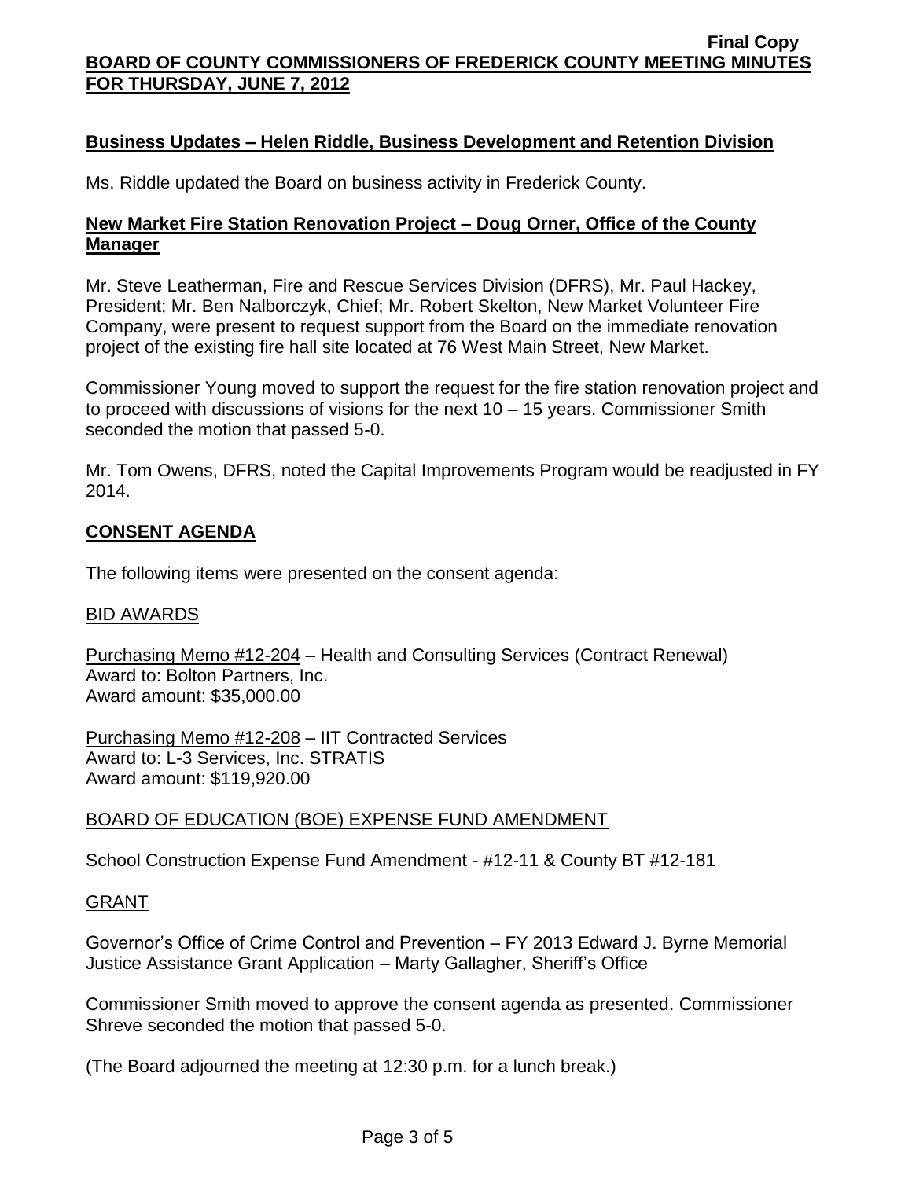## Business Updates – Helen Riddle, Business Development and Retention Division

Ms. Riddle updated the Board on business activity in Frederick County.

## New Market Fire Station Renovation Project – Doug Orner, Office of the County Manager

Mr. Steve Leatherman, Fire and Rescue Services Division (DFRS), Mr. Paul Hackey, President; Mr. Ben Nalborczyk, Chief; Mr. Robert Skelton, New Market Volunteer Fire Company, were present to request support from the Board on the immediate renovation project of the existing fire hall site located at 76 West Main Street, New Market.

Commissioner Young moved to support the request for the fire station renovation project and to proceed with discussions of visions for the next 10 – 15 years. Commissioner Smith seconded the motion that passed 5-0.

Mr. Tom Owens, DFRS, noted the Capital Improvements Program would be readjusted in FY 2014.

## CONSENT AGENDA

The following items were presented on the consent agenda:

### BID AWARDS

Purchasing Memo #12-204 – Health and Consulting Services (Contract Renewal)
Award to: Bolton Partners, Inc.
Award amount: $35,000.00

Purchasing Memo #12-208 – IIT Contracted Services
Award to: L-3 Services, Inc. STRATIS
Award amount: $119,920.00

### BOARD OF EDUCATION (BOE) EXPENSE FUND AMENDMENT

School Construction Expense Fund Amendment - #12-11 & County BT #12-181

### GRANT

Governor's Office of Crime Control and Prevention – FY 2013 Edward J. Byrne Memorial Justice Assistance Grant Application – Marty Gallagher, Sheriff's Office

Commissioner Smith moved to approve the consent agenda as presented. Commissioner Shreve seconded the motion that passed 5-0.

(The Board adjourned the meeting at 12:30 p.m. for a lunch break.)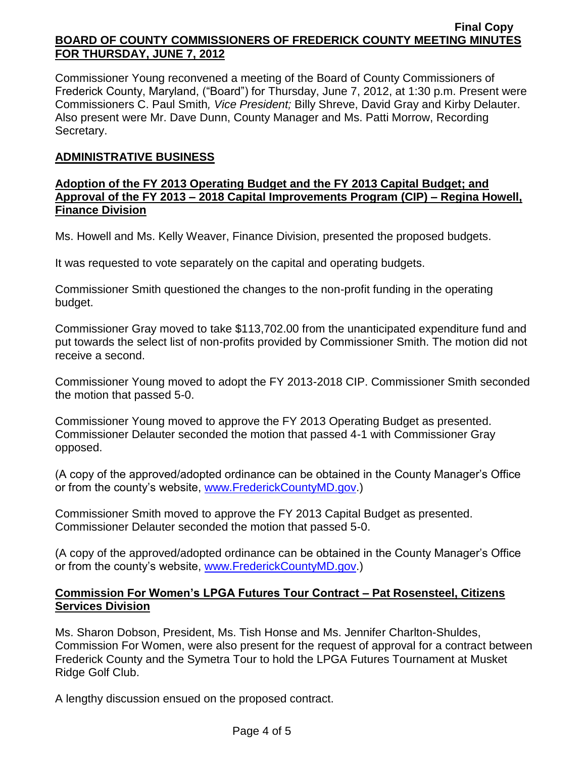**Final Copy**

**BOARD OF COUNTY COMMISSIONERS OF FREDERICK COUNTY MEETING MINUTES FOR THURSDAY, JUNE 7, 2012**

Commissioner Young reconvened a meeting of the Board of County Commissioners of Frederick County, Maryland, ("Board") for Thursday, June 7, 2012, at 1:30 p.m. Present were Commissioners C. Paul Smith*, Vice President;* Billy Shreve, David Gray and Kirby Delauter. Also present were Mr. Dave Dunn, County Manager and Ms. Patti Morrow, Recording Secretary.

## ADMINISTRATIVE BUSINESS

### Adoption of the FY 2013 Operating Budget and the FY 2013 Capital Budget; and Approval of the FY 2013 – 2018 Capital Improvements Program (CIP) – Regina Howell, Finance Division

Ms. Howell and Ms. Kelly Weaver, Finance Division, presented the proposed budgets.

It was requested to vote separately on the capital and operating budgets.

Commissioner Smith questioned the changes to the non-profit funding in the operating budget.

Commissioner Gray moved to take $113,702.00 from the unanticipated expenditure fund and put towards the select list of non-profits provided by Commissioner Smith. The motion did not receive a second.

Commissioner Young moved to adopt the FY 2013-2018 CIP. Commissioner Smith seconded the motion that passed 5-0.

Commissioner Young moved to approve the FY 2013 Operating Budget as presented. Commissioner Delauter seconded the motion that passed 4-1 with Commissioner Gray opposed.

(A copy of the approved/adopted ordinance can be obtained in the County Manager's Office or from the county's website, www.FrederickCountyMD.gov.)

Commissioner Smith moved to approve the FY 2013 Capital Budget as presented. Commissioner Delauter seconded the motion that passed 5-0.

(A copy of the approved/adopted ordinance can be obtained in the County Manager's Office or from the county's website, www.FrederickCountyMD.gov.)

### Commission For Women's LPGA Futures Tour Contract – Pat Rosensteel, Citizens Services Division

Ms. Sharon Dobson, President, Ms. Tish Honse and Ms. Jennifer Charlton-Shuldes, Commission For Women, were also present for the request of approval for a contract between Frederick County and the Symetra Tour to hold the LPGA Futures Tournament at Musket Ridge Golf Club.

A lengthy discussion ensued on the proposed contract.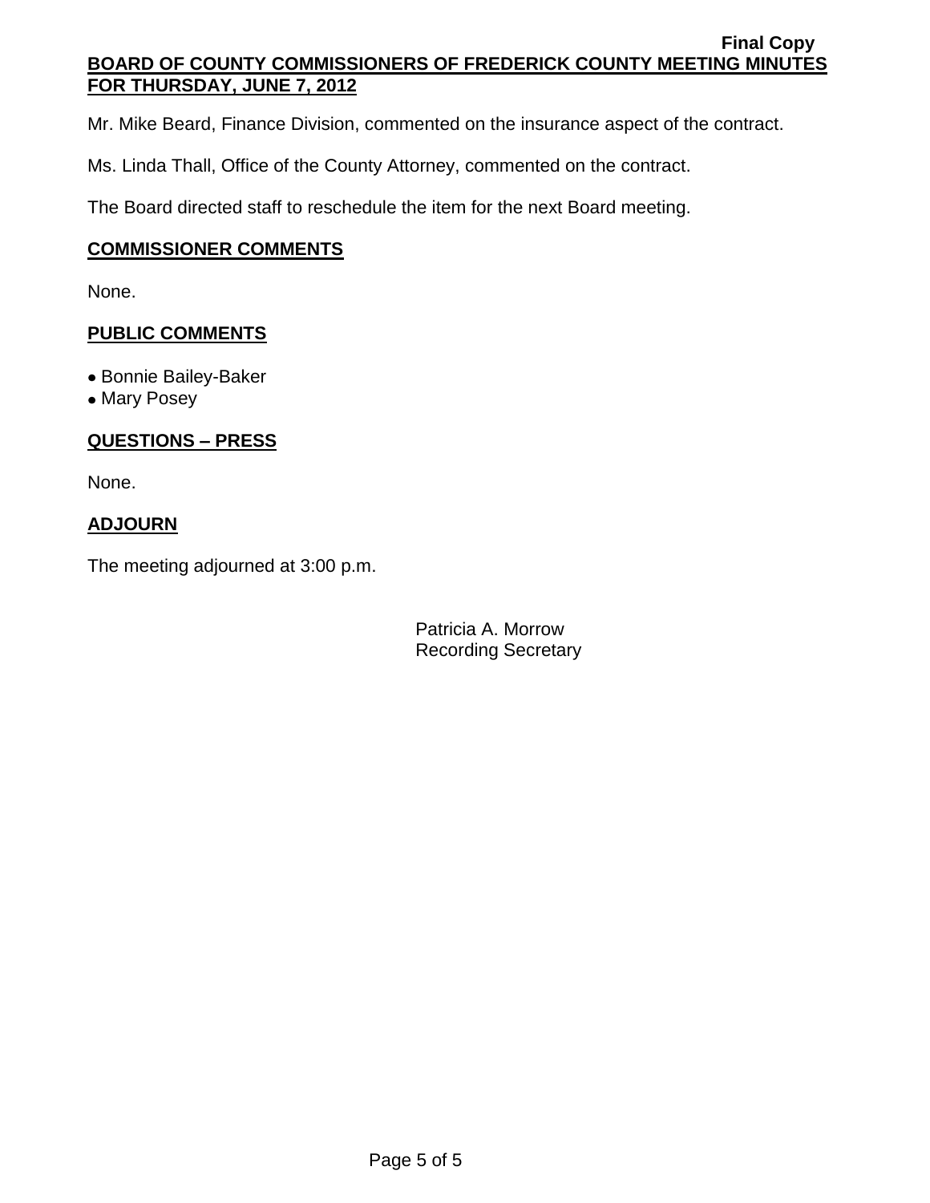Mr. Mike Beard, Finance Division, commented on the insurance aspect of the contract.

Ms. Linda Thall, Office of the County Attorney, commented on the contract.

The Board directed staff to reschedule the item for the next Board meeting.

## COMMISSIONER COMMENTS

None.

## PUBLIC COMMENTS

- Bonnie Bailey-Baker
- Mary Posey

## QUESTIONS – PRESS

None.

## ADJOURN

The meeting adjourned at 3:00 p.m.

Patricia A. Morrow
Recording Secretary